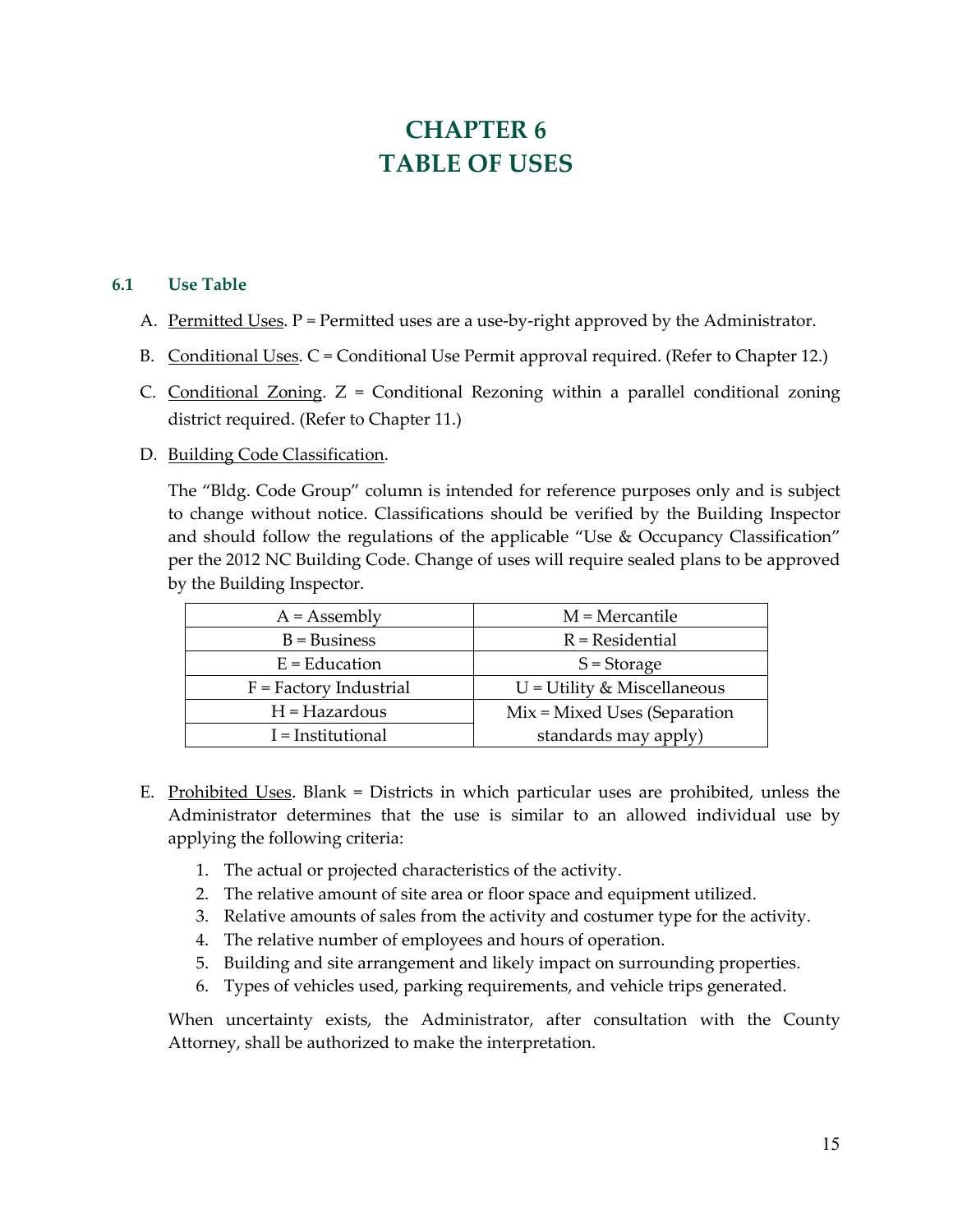# CHAPTER 6
# TABLE OF USES

## 6.1 Use Table

A. Permitted Uses. P = Permitted uses are a use-by-right approved by the Administrator.

B. Conditional Uses. C = Conditional Use Permit approval required. (Refer to Chapter 12.)

C. Conditional Zoning. Z = Conditional Rezoning within a parallel conditional zoning district required. (Refer to Chapter 11.)

D. Building Code Classification.

The "Bldg. Code Group" column is intended for reference purposes only and is subject to change without notice. Classifications should be verified by the Building Inspector and should follow the regulations of the applicable "Use & Occupancy Classification" per the 2012 NC Building Code. Change of uses will require sealed plans to be approved by the Building Inspector.

| A = Assembly | M = Mercantile |
|---|---|
| B = Business | R = Residential |
| E = Education | S = Storage |
| F = Factory Industrial | U = Utility & Miscellaneous |
| H = Hazardous | Mix = Mixed Uses (Separation standards may apply) |
| I = Institutional | |

E. Prohibited Uses. Blank = Districts in which particular uses are prohibited, unless the Administrator determines that the use is similar to an allowed individual use by applying the following criteria:

1. The actual or projected characteristics of the activity.
2. The relative amount of site area or floor space and equipment utilized.
3. Relative amounts of sales from the activity and costumer type for the activity.
4. The relative number of employees and hours of operation.
5. Building and site arrangement and likely impact on surrounding properties.
6. Types of vehicles used, parking requirements, and vehicle trips generated.

When uncertainty exists, the Administrator, after consultation with the County Attorney, shall be authorized to make the interpretation.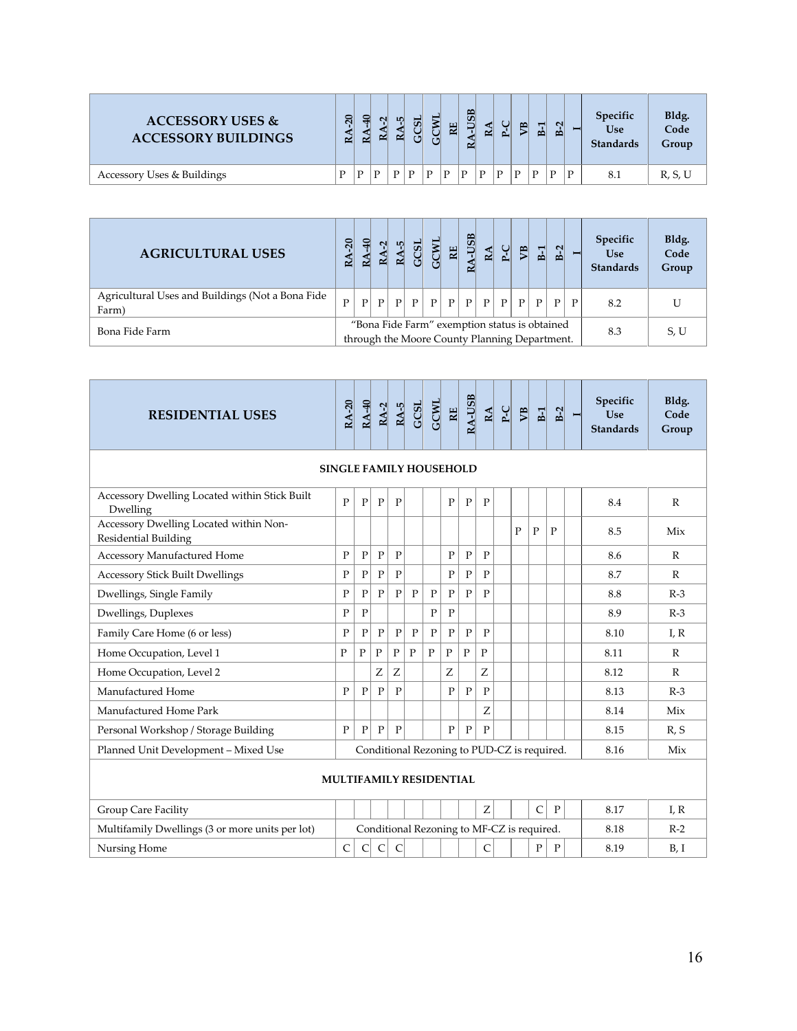| ACCESSORY USES & ACCESSORY BUILDINGS | RA-20 | RA-40 | RA-2 | RA-5 | GCSL | GCWL | RE | RA-USB | RA | P-C | VB | B-1 | B-2 | I | Specific Use Standards | Bldg. Code Group |
|---|---|---|---|---|---|---|---|---|---|---|---|---|---|---|---|---|
| Accessory Uses & Buildings | P | P | P | P | P | P | P | P | P | P | P | P | P | P | 8.1 | R, S, U |

| AGRICULTURAL USES | RA-20 | RA-40 | RA-2 | RA-5 | GCSL | GCWL | RE | RA-USB | RA | P-C | VB | B-1 | B-2 | I | Specific Use Standards | Bldg. Code Group |
|---|---|---|---|---|---|---|---|---|---|---|---|---|---|---|---|---|
| Agricultural Uses and Buildings (Not a Bona Fide Farm) | P | P | P | P | P | P | P | P | P | P | P | P | P | P | 8.2 | U |
| Bona Fide Farm | "Bona Fide Farm" exemption status is obtained through the Moore County Planning Department. | | | | | | | | | | | | | | 8.3 | S, U |

| RESIDENTIAL USES | RA-20 | RA-40 | RA-2 | RA-5 | GCSL | GCWL | RE | RA-USB | RA | P-C | VB | B-1 | B-2 | I | Specific Use Standards | Bldg. Code Group |
|---|---|---|---|---|---|---|---|---|---|---|---|---|---|---|---|---|
| **SINGLE FAMILY HOUSEHOLD** | | | | | | | | | | | | | | | | |
| Accessory Dwelling Located within Stick Built Dwelling | P | P | P | P | | | P | P | P | | | | | | 8.4 | R |
| Accessory Dwelling Located within Non-Residential Building | | | | | | | | | | | P | P | P | | 8.5 | Mix |
| Accessory Manufactured Home | P | P | P | P | | | P | P | P | | | | | | 8.6 | R |
| Accessory Stick Built Dwellings | P | P | P | P | | | P | P | P | | | | | | 8.7 | R |
| Dwellings, Single Family | P | P | P | P | P | P | P | P | P | | | | | | 8.8 | R-3 |
| Dwellings, Duplexes | P | P | | | | P | P | | | | | | | | 8.9 | R-3 |
| Family Care Home (6 or less) | P | P | P | P | P | P | P | P | P | | | | | | 8.10 | I, R |
| Home Occupation, Level 1 | P | P | P | P | P | P | P | P | P | | | | | | 8.11 | R |
| Home Occupation, Level 2 | | | Z | Z | | | Z | | Z | | | | | | 8.12 | R |
| Manufactured Home | P | P | P | P | | | P | P | P | | | | | | 8.13 | R-3 |
| Manufactured Home Park | | | | | | | | | Z | | | | | | 8.14 | Mix |
| Personal Workshop / Storage Building | P | P | P | P | | | P | P | P | | | | | | 8.15 | R, S |
| Planned Unit Development – Mixed Use | Conditional Rezoning to PUD-CZ is required. | | | | | | | | | | | | | | 8.16 | Mix |
| **MULTIFAMILY RESIDENTIAL** | | | | | | | | | | | | | | | | |
| Group Care Facility | | | | | | | | | Z | | | C | P | | 8.17 | I, R |
| Multifamily Dwellings (3 or more units per lot) | Conditional Rezoning to MF-CZ is required. | | | | | | | | | | | | | | 8.18 | R-2 |
| Nursing Home | C | C | C | C | | | | | C | | | P | P | | 8.19 | B, I |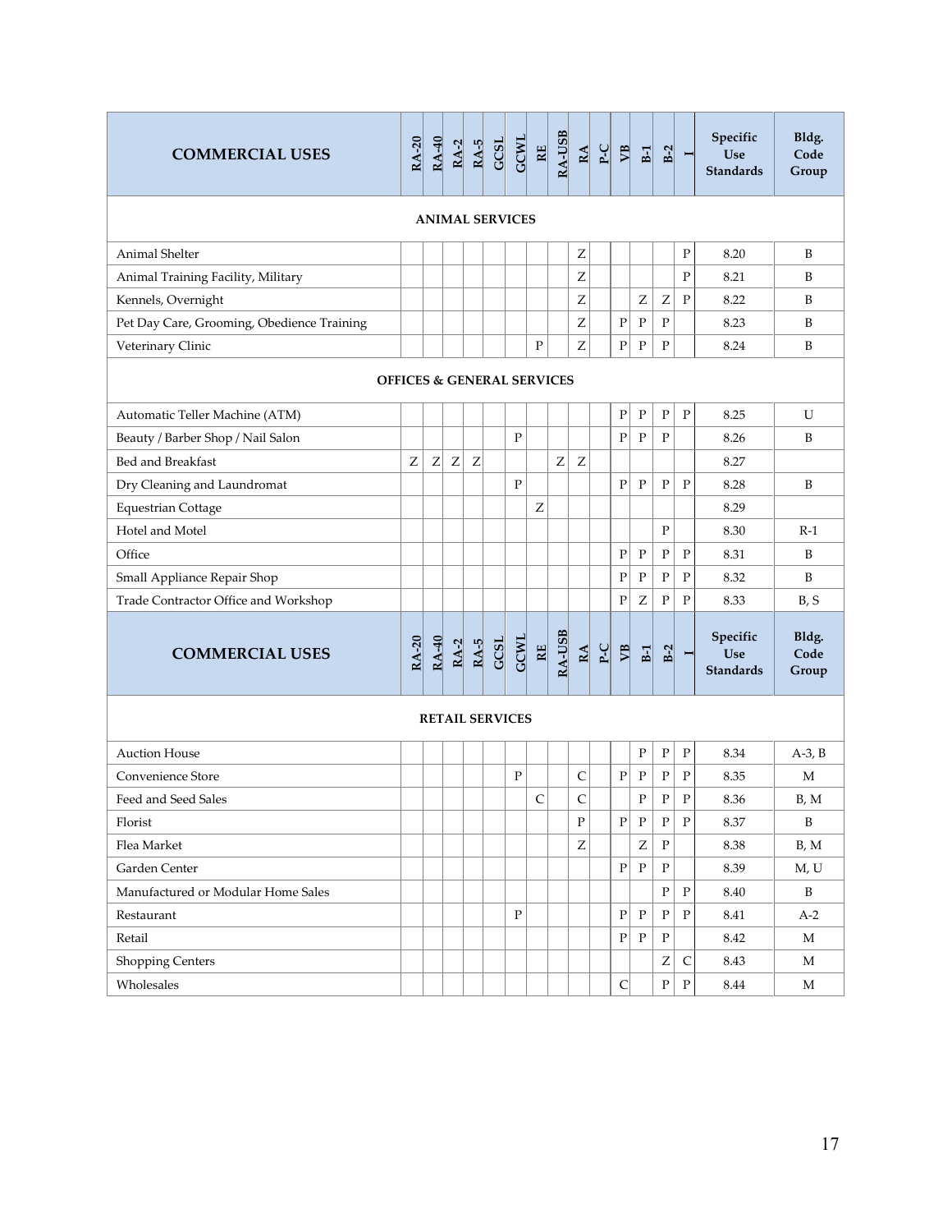| COMMERCIAL USES | RA-20 | RA-40 | RA-2 | RA-5 | GCSL | GCWL | RE | RA-USB | RA | P-C | VB | B-1 | B-2 | I | Specific Use Standards | Bldg. Code Group |
|---|---|---|---|---|---|---|---|---|---|---|---|---|---|---|---|---|
| **ANIMAL SERVICES** | | | | | | | | | | | | | | | | |
| Animal Shelter | | | | | | | | | Z | | | | | P | 8.20 | B |
| Animal Training Facility, Military | | | | | | | | | Z | | | | | P | 8.21 | B |
| Kennels, Overnight | | | | | | | | | Z | | | Z | Z | P | 8.22 | B |
| Pet Day Care, Grooming, Obedience Training | | | | | | | | | Z | | P | P | P | | 8.23 | B |
| Veterinary Clinic | | | | | | | P | | Z | | P | P | P | | 8.24 | B |
| **OFFICES & GENERAL SERVICES** | | | | | | | | | | | | | | | | |
| Automatic Teller Machine (ATM) | | | | | | | | | | | P | P | P | P | 8.25 | U |
| Beauty / Barber Shop / Nail Salon | | | | | | P | | | | | P | P | P | | 8.26 | B |
| Bed and Breakfast | Z | Z | Z | Z | | | | Z | Z | | | | | | 8.27 | |
| Dry Cleaning and Laundromat | | | | | | P | | | | | P | P | P | P | 8.28 | B |
| Equestrian Cottage | | | | | | | Z | | | | | | | | 8.29 | |
| Hotel and Motel | | | | | | | | | | | | | P | | 8.30 | R-1 |
| Office | | | | | | | | | | | P | P | P | P | 8.31 | B |
| Small Appliance Repair Shop | | | | | | | | | | | P | P | P | P | 8.32 | B |
| Trade Contractor Office and Workshop | | | | | | | | | | | P | Z | P | P | 8.33 | B, S |
| **RETAIL SERVICES** | | | | | | | | | | | | | | | | |
| Auction House | | | | | | | | | | | | P | P | P | 8.34 | A-3, B |
| Convenience Store | | | | | | P | | | C | | P | P | P | P | 8.35 | M |
| Feed and Seed Sales | | | | | | | C | | C | | | P | P | P | 8.36 | B, M |
| Florist | | | | | | | | | P | | P | P | P | P | 8.37 | B |
| Flea Market | | | | | | | | | Z | | | Z | P | | 8.38 | B, M |
| Garden Center | | | | | | | | | | | P | P | P | | 8.39 | M, U |
| Manufactured or Modular Home Sales | | | | | | | | | | | | | P | P | 8.40 | B |
| Restaurant | | | | | | P | | | | | P | P | P | P | 8.41 | A-2 |
| Retail | | | | | | | | | | | P | P | P | | 8.42 | M |
| Shopping Centers | | | | | | | | | | | | | Z | C | 8.43 | M |
| Wholesales | | | | | | | | | | | C | | P | P | 8.44 | M |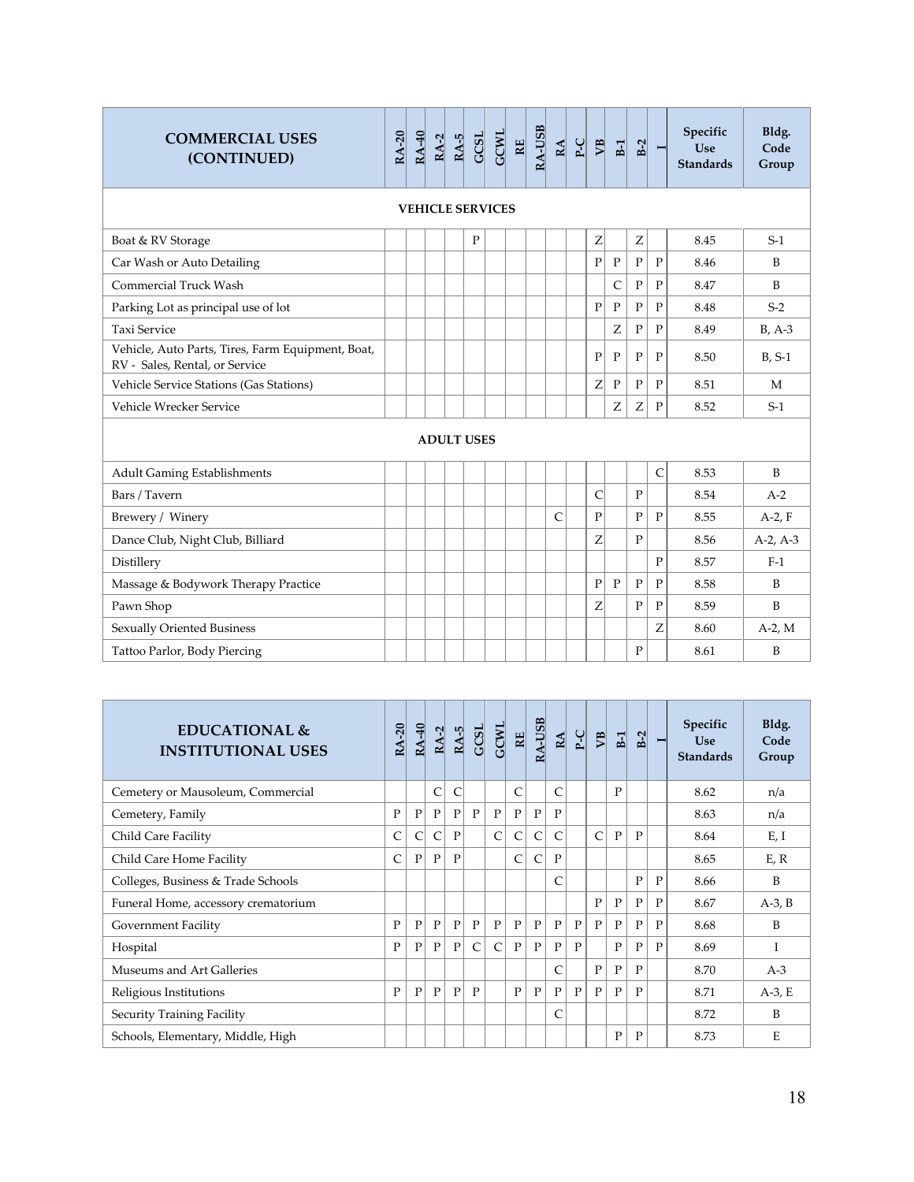| COMMERCIAL USES (CONTINUED) | RA-20 | RA-40 | RA-2 | RA-5 | GCSL | GCWL | RE | RA-USB | RA | P-C | VB | B-1 | B-2 | I | Specific Use Standards | Bldg. Code Group |
|---|---|---|---|---|---|---|---|---|---|---|---|---|---|---|---|---|
| **VEHICLE SERVICES** | | | | | | | | | | | | | | | | |
| Boat & RV Storage | | | | | P | | | | | | Z | | Z | | 8.45 | S-1 |
| Car Wash or Auto Detailing | | | | | | | | | | | P | P | P | P | 8.46 | B |
| Commercial Truck Wash | | | | | | | | | | | | C | P | P | 8.47 | B |
| Parking Lot as principal use of lot | | | | | | | | | | | P | P | P | P | 8.48 | S-2 |
| Taxi Service | | | | | | | | | | | | Z | P | P | 8.49 | B, A-3 |
| Vehicle, Auto Parts, Tires, Farm Equipment, Boat, RV - Sales, Rental, or Service | | | | | | | | | | | P | P | P | P | 8.50 | B, S-1 |
| Vehicle Service Stations (Gas Stations) | | | | | | | | | | | Z | P | P | P | 8.51 | M |
| Vehicle Wrecker Service | | | | | | | | | | | | Z | Z | P | 8.52 | S-1 |
| **ADULT USES** | | | | | | | | | | | | | | | | |
| Adult Gaming Establishments | | | | | | | | | | | | | | C | 8.53 | B |
| Bars / Tavern | | | | | | | | | | | C | | P | | 8.54 | A-2 |
| Brewery / Winery | | | | | | | | | C | | P | | P | P | 8.55 | A-2, F |
| Dance Club, Night Club, Billiard | | | | | | | | | | | Z | | P | | 8.56 | A-2, A-3 |
| Distillery | | | | | | | | | | | | | | P | 8.57 | F-1 |
| Massage & Bodywork Therapy Practice | | | | | | | | | | | P | P | P | P | 8.58 | B |
| Pawn Shop | | | | | | | | | | | Z | | P | P | 8.59 | B |
| Sexually Oriented Business | | | | | | | | | | | | | | Z | 8.60 | A-2, M |
| Tattoo Parlor, Body Piercing | | | | | | | | | | | | | P | | 8.61 | B |

| EDUCATIONAL & INSTITUTIONAL USES | RA-20 | RA-40 | RA-2 | RA-5 | GCSL | GCWL | RE | RA-USB | RA | P-C | VB | B-1 | B-2 | I | Specific Use Standards | Bldg. Code Group |
|---|---|---|---|---|---|---|---|---|---|---|---|---|---|---|---|---|
| Cemetery or Mausoleum, Commercial | | | C | C | | | C | | C | | | P | | | 8.62 | n/a |
| Cemetery, Family | P | P | P | P | P | P | P | P | P | | | | | | 8.63 | n/a |
| Child Care Facility | C | C | C | P | | C | C | C | C | | C | P | P | | 8.64 | E, I |
| Child Care Home Facility | C | P | P | P | | | C | C | P | | | | | | 8.65 | E, R |
| Colleges, Business & Trade Schools | | | | | | | | | C | | | | P | P | 8.66 | B |
| Funeral Home, accessory crematorium | | | | | | | | | | | P | P | P | P | 8.67 | A-3, B |
| Government Facility | P | P | P | P | P | P | P | P | P | P | P | P | P | P | 8.68 | B |
| Hospital | P | P | P | P | C | C | P | P | P | P | | P | P | P | 8.69 | I |
| Museums and Art Galleries | | | | | | | | | C | | P | P | P | | 8.70 | A-3 |
| Religious Institutions | P | P | P | P | P | | P | P | P | P | P | P | P | | 8.71 | A-3, E |
| Security Training Facility | | | | | | | | | C | | | | | | 8.72 | B |
| Schools, Elementary, Middle, High | | | | | | | | | | | | P | P | | 8.73 | E |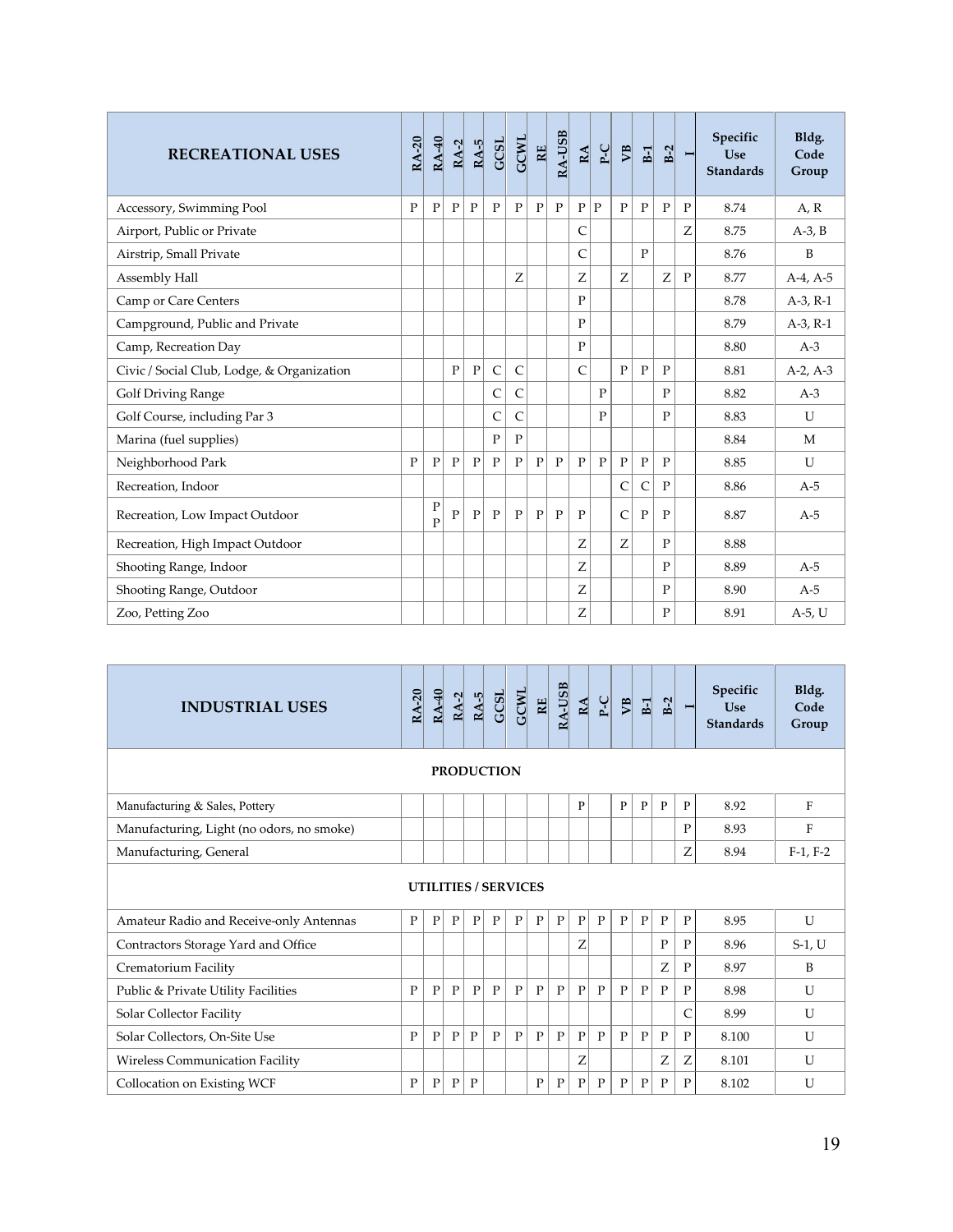| RECREATIONAL USES | RA-20 | RA-40 | RA-2 | RA-5 | GCSL | GCWL | RE | RA-USB | RA | P-C | VB | B-1 | B-2 | I | Specific Use Standards | Bldg. Code Group |
|---|---|---|---|---|---|---|---|---|---|---|---|---|---|---|---|---|
| Accessory, Swimming Pool | P | P | P | P | P | P | P | P | P | P | P | P | P | P | 8.74 | A, R |
| Airport, Public or Private | | | | | | | | | C | | | | | Z | 8.75 | A-3, B |
| Airstrip, Small Private | | | | | | | | | C | | | P | | | 8.76 | B |
| Assembly Hall | | | | | | Z | | | Z | | Z | | Z | P | 8.77 | A-4, A-5 |
| Camp or Care Centers | | | | | | | | | P | | | | | | 8.78 | A-3, R-1 |
| Campground, Public and Private | | | | | | | | | P | | | | | | 8.79 | A-3, R-1 |
| Camp, Recreation Day | | | | | | | | | P | | | | | | 8.80 | A-3 |
| Civic / Social Club, Lodge, & Organization | | | P | P | C | C | | | C | | P | P | P | | 8.81 | A-2, A-3 |
| Golf Driving Range | | | | | C | C | | | | P | | | P | | 8.82 | A-3 |
| Golf Course, including Par 3 | | | | | C | C | | | | P | | | P | | 8.83 | U |
| Marina (fuel supplies) | | | | | P | P | | | | | | | | | 8.84 | M |
| Neighborhood Park | P | P | P | P | P | P | P | P | P | P | P | P | P | | 8.85 | U |
| Recreation, Indoor | | | | | | | | | | | C | C | P | | 8.86 | A-5 |
| Recreation, Low Impact Outdoor | | P P | P | P | P | P | P | P | P | | C | P | P | | 8.87 | A-5 |
| Recreation, High Impact Outdoor | | | | | | | | | Z | | Z | | P | | 8.88 | |
| Shooting Range, Indoor | | | | | | | | | Z | | | | P | | 8.89 | A-5 |
| Shooting Range, Outdoor | | | | | | | | | Z | | | | P | | 8.90 | A-5 |
| Zoo, Petting Zoo | | | | | | | | | Z | | | | P | | 8.91 | A-5, U |

| INDUSTRIAL USES | RA-20 | RA-40 | RA-2 | RA-5 | GCSL | GCWL | RE | RA-USB | RA | P-C | VB | B-1 | B-2 | I | Specific Use Standards | Bldg. Code Group |
|---|---|---|---|---|---|---|---|---|---|---|---|---|---|---|---|---|
| **PRODUCTION** | | | | | | | | | | | | | | | | |
| Manufacturing & Sales, Pottery | | | | | | | | | P | | P | P | P | P | 8.92 | F |
| Manufacturing, Light (no odors, no smoke) | | | | | | | | | | | | | | P | 8.93 | F |
| Manufacturing, General | | | | | | | | | | | | | | Z | 8.94 | F-1, F-2 |
| **UTILITIES / SERVICES** | | | | | | | | | | | | | | | | |
| Amateur Radio and Receive-only Antennas | P | P | P | P | P | P | P | P | P | P | P | P | P | P | 8.95 | U |
| Contractors Storage Yard and Office | | | | | | | | | Z | | | | P | P | 8.96 | S-1, U |
| Crematorium Facility | | | | | | | | | | | | | Z | P | 8.97 | B |
| Public & Private Utility Facilities | P | P | P | P | P | P | P | P | P | P | P | P | P | P | 8.98 | U |
| Solar Collector Facility | | | | | | | | | | | | | | C | 8.99 | U |
| Solar Collectors, On-Site Use | P | P | P | P | P | P | P | P | P | P | P | P | P | P | 8.100 | U |
| Wireless Communication Facility | | | | | | | | | Z | | | | Z | Z | 8.101 | U |
| Collocation on Existing WCF | P | P | P | P | | | P | P | P | P | P | P | P | P | 8.102 | U |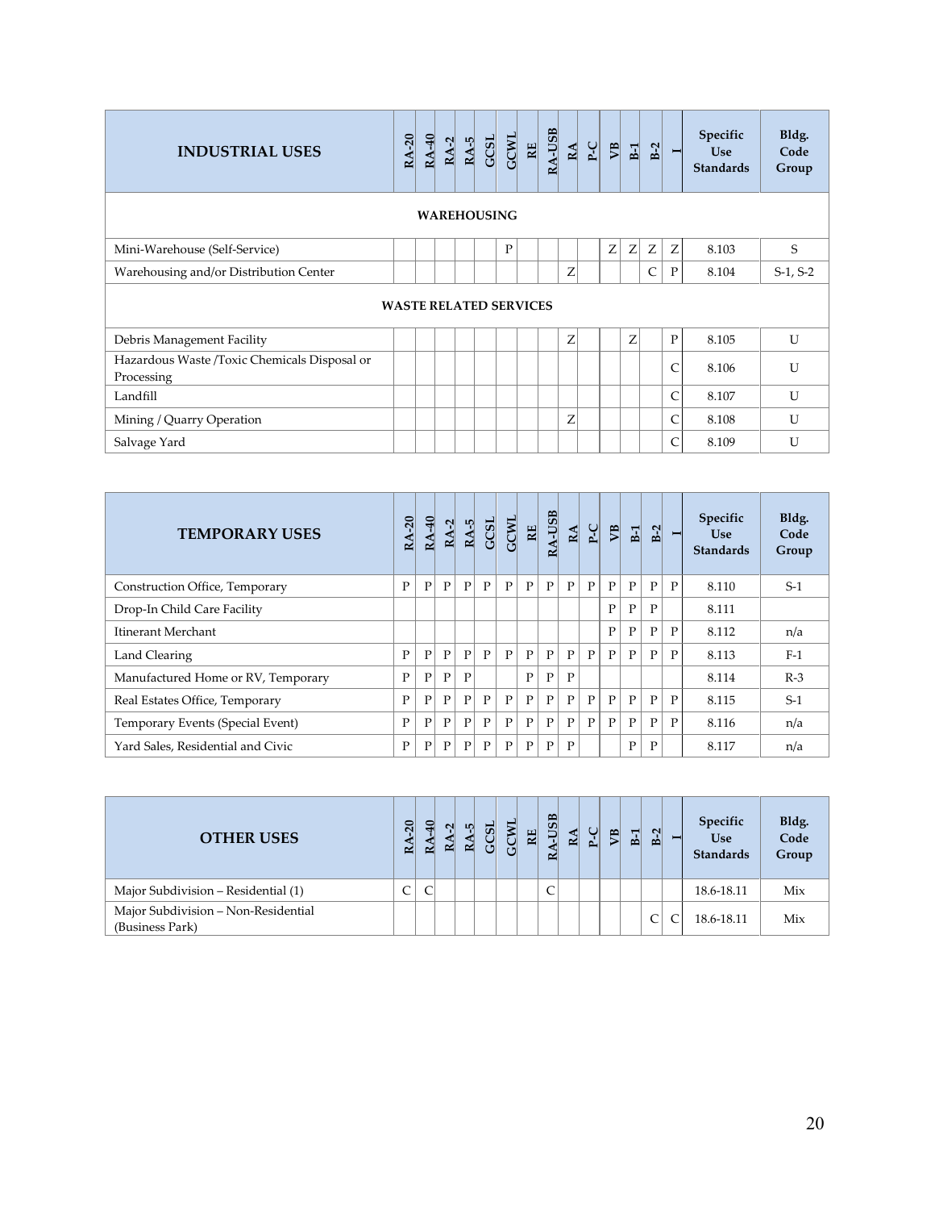| INDUSTRIAL USES | RA-20 | RA-40 | RA-2 | RA-5 | GCSL | GCWL | RE | RA-USB | RA | P-C | VB | B-1 | B-2 | I | Specific Use Standards | Bldg. Code Group |
|---|---|---|---|---|---|---|---|---|---|---|---|---|---|---|---|---|
| **WAREHOUSING** | | | | | | | | | | | | | | | | |
| Mini-Warehouse (Self-Service) | | | | | | P | | | | | Z | Z | Z | Z | 8.103 | S |
| Warehousing and/or Distribution Center | | | | | | | | | Z | | | | C | P | 8.104 | S-1, S-2 |
| **WASTE RELATED SERVICES** | | | | | | | | | | | | | | | | |
| Debris Management Facility | | | | | | | | | Z | | | Z | | P | 8.105 | U |
| Hazardous Waste /Toxic Chemicals Disposal or Processing | | | | | | | | | | | | | | C | 8.106 | U |
| Landfill | | | | | | | | | | | | | | C | 8.107 | U |
| Mining / Quarry Operation | | | | | | | | | Z | | | | | C | 8.108 | U |
| Salvage Yard | | | | | | | | | | | | | | C | 8.109 | U |

| TEMPORARY USES | RA-20 | RA-40 | RA-2 | RA-5 | GCSL | GCWL | RE | RA-USB | RA | P-C | VB | B-1 | B-2 | I | Specific Use Standards | Bldg. Code Group |
|---|---|---|---|---|---|---|---|---|---|---|---|---|---|---|---|---|
| Construction Office, Temporary | P | P | P | P | P | P | P | P | P | P | P | P | P | P | 8.110 | S-1 |
| Drop-In Child Care Facility | | | | | | | | | | | P | P | P | | 8.111 | |
| Itinerant Merchant | | | | | | | | | | | P | P | P | P | 8.112 | n/a |
| Land Clearing | P | P | P | P | P | P | P | P | P | P | P | P | P | P | 8.113 | F-1 |
| Manufactured Home or RV, Temporary | P | P | P | P | | | P | P | P | | | | | | 8.114 | R-3 |
| Real Estates Office, Temporary | P | P | P | P | P | P | P | P | P | P | P | P | P | P | 8.115 | S-1 |
| Temporary Events (Special Event) | P | P | P | P | P | P | P | P | P | P | P | P | P | P | 8.116 | n/a |
| Yard Sales, Residential and Civic | P | P | P | P | P | P | P | P | P | | | P | P | | 8.117 | n/a |

| OTHER USES | RA-20 | RA-40 | RA-2 | RA-5 | GCSL | GCWL | RE | RA-USB | RA | P-C | VB | B-1 | B-2 | I | Specific Use Standards | Bldg. Code Group |
|---|---|---|---|---|---|---|---|---|---|---|---|---|---|---|---|---|
| Major Subdivision – Residential (1) | C | C | | | | | | C | | | | | | | 18.6-18.11 | Mix |
| Major Subdivision – Non-Residential (Business Park) | | | | | | | | | | | | | C | C | 18.6-18.11 | Mix |